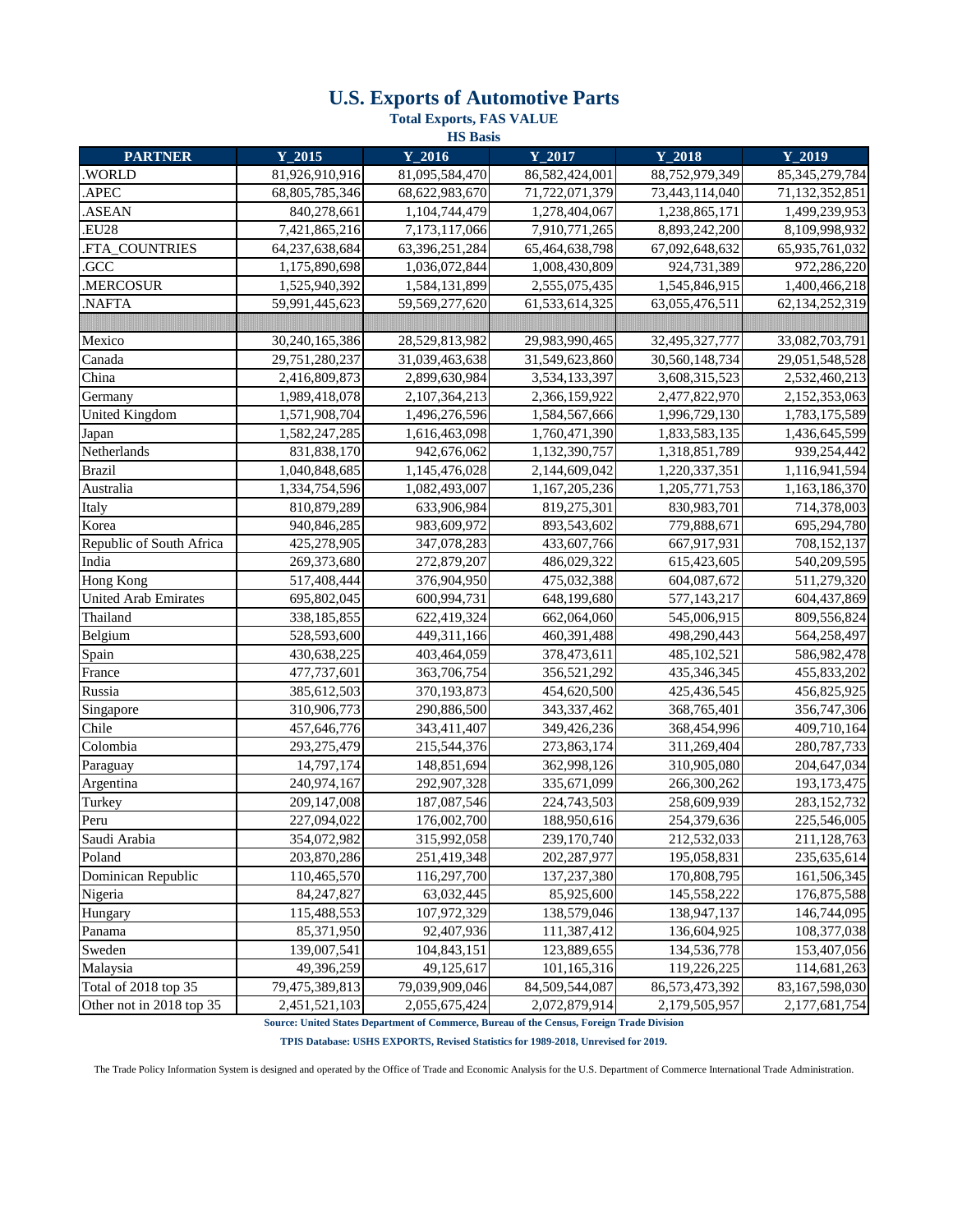# U.S. Exports of Automotive Parts

**Total Exports, FAS VALUE**

**HS Basis**

| PARTNER | Y_2015 | Y_2016 | Y_2017 | Y_2018 | Y_2019 |
|---|---|---|---|---|---|
| .WORLD | 81,926,910,916 | 81,095,584,470 | 86,582,424,001 | 88,752,979,349 | 85,345,279,784 |
| .APEC | 68,805,785,346 | 68,622,983,670 | 71,722,071,379 | 73,443,114,040 | 71,132,352,851 |
| .ASEAN | 840,278,661 | 1,104,744,479 | 1,278,404,067 | 1,238,865,171 | 1,499,239,953 |
| .EU28 | 7,421,865,216 | 7,173,117,066 | 7,910,771,265 | 8,893,242,200 | 8,109,998,932 |
| .FTA_COUNTRIES | 64,237,638,684 | 63,396,251,284 | 65,464,638,798 | 67,092,648,632 | 65,935,761,032 |
| .GCC | 1,175,890,698 | 1,036,072,844 | 1,008,430,809 | 924,731,389 | 972,286,220 |
| .MERCOSUR | 1,525,940,392 | 1,584,131,899 | 2,555,075,435 | 1,545,846,915 | 1,400,466,218 |
| .NAFTA | 59,991,445,623 | 59,569,277,620 | 61,533,614,325 | 63,055,476,511 | 62,134,252,319 |
| | | | | | |
| Mexico | 30,240,165,386 | 28,529,813,982 | 29,983,990,465 | 32,495,327,777 | 33,082,703,791 |
| Canada | 29,751,280,237 | 31,039,463,638 | 31,549,623,860 | 30,560,148,734 | 29,051,548,528 |
| China | 2,416,809,873 | 2,899,630,984 | 3,534,133,397 | 3,608,315,523 | 2,532,460,213 |
| Germany | 1,989,418,078 | 2,107,364,213 | 2,366,159,922 | 2,477,822,970 | 2,152,353,063 |
| United Kingdom | 1,571,908,704 | 1,496,276,596 | 1,584,567,666 | 1,996,729,130 | 1,783,175,589 |
| Japan | 1,582,247,285 | 1,616,463,098 | 1,760,471,390 | 1,833,583,135 | 1,436,645,599 |
| Netherlands | 831,838,170 | 942,676,062 | 1,132,390,757 | 1,318,851,789 | 939,254,442 |
| Brazil | 1,040,848,685 | 1,145,476,028 | 2,144,609,042 | 1,220,337,351 | 1,116,941,594 |
| Australia | 1,334,754,596 | 1,082,493,007 | 1,167,205,236 | 1,205,771,753 | 1,163,186,370 |
| Italy | 810,879,289 | 633,906,984 | 819,275,301 | 830,983,701 | 714,378,003 |
| Korea | 940,846,285 | 983,609,972 | 893,543,602 | 779,888,671 | 695,294,780 |
| Republic of South Africa | 425,278,905 | 347,078,283 | 433,607,766 | 667,917,931 | 708,152,137 |
| India | 269,373,680 | 272,879,207 | 486,029,322 | 615,423,605 | 540,209,595 |
| Hong Kong | 517,408,444 | 376,904,950 | 475,032,388 | 604,087,672 | 511,279,320 |
| United Arab Emirates | 695,802,045 | 600,994,731 | 648,199,680 | 577,143,217 | 604,437,869 |
| Thailand | 338,185,855 | 622,419,324 | 662,064,060 | 545,006,915 | 809,556,824 |
| Belgium | 528,593,600 | 449,311,166 | 460,391,488 | 498,290,443 | 564,258,497 |
| Spain | 430,638,225 | 403,464,059 | 378,473,611 | 485,102,521 | 586,982,478 |
| France | 477,737,601 | 363,706,754 | 356,521,292 | 435,346,345 | 455,833,202 |
| Russia | 385,612,503 | 370,193,873 | 454,620,500 | 425,436,545 | 456,825,925 |
| Singapore | 310,906,773 | 290,886,500 | 343,337,462 | 368,765,401 | 356,747,306 |
| Chile | 457,646,776 | 343,411,407 | 349,426,236 | 368,454,996 | 409,710,164 |
| Colombia | 293,275,479 | 215,544,376 | 273,863,174 | 311,269,404 | 280,787,733 |
| Paraguay | 14,797,174 | 148,851,694 | 362,998,126 | 310,905,080 | 204,647,034 |
| Argentina | 240,974,167 | 292,907,328 | 335,671,099 | 266,300,262 | 193,173,475 |
| Turkey | 209,147,008 | 187,087,546 | 224,743,503 | 258,609,939 | 283,152,732 |
| Peru | 227,094,022 | 176,002,700 | 188,950,616 | 254,379,636 | 225,546,005 |
| Saudi Arabia | 354,072,982 | 315,992,058 | 239,170,740 | 212,532,033 | 211,128,763 |
| Poland | 203,870,286 | 251,419,348 | 202,287,977 | 195,058,831 | 235,635,614 |
| Dominican Republic | 110,465,570 | 116,297,700 | 137,237,380 | 170,808,795 | 161,506,345 |
| Nigeria | 84,247,827 | 63,032,445 | 85,925,600 | 145,558,222 | 176,875,588 |
| Hungary | 115,488,553 | 107,972,329 | 138,579,046 | 138,947,137 | 146,744,095 |
| Panama | 85,371,950 | 92,407,936 | 111,387,412 | 136,604,925 | 108,377,038 |
| Sweden | 139,007,541 | 104,843,151 | 123,889,655 | 134,536,778 | 153,407,056 |
| Malaysia | 49,396,259 | 49,125,617 | 101,165,316 | 119,226,225 | 114,681,263 |
| Total of 2018 top 35 | 79,475,389,813 | 79,039,909,046 | 84,509,544,087 | 86,573,473,392 | 83,167,598,030 |
| Other not in 2018 top 35 | 2,451,521,103 | 2,055,675,424 | 2,072,879,914 | 2,179,505,957 | 2,177,681,754 |

**Source: United States Department of Commerce, Bureau of the Census, Foreign Trade Division**

**TPIS Database: USHS EXPORTS, Revised Statistics for 1989-2018, Unrevised for 2019.**

The Trade Policy Information System is designed and operated by the Office of Trade and Economic Analysis for the U.S. Department of Commerce International Trade Administration.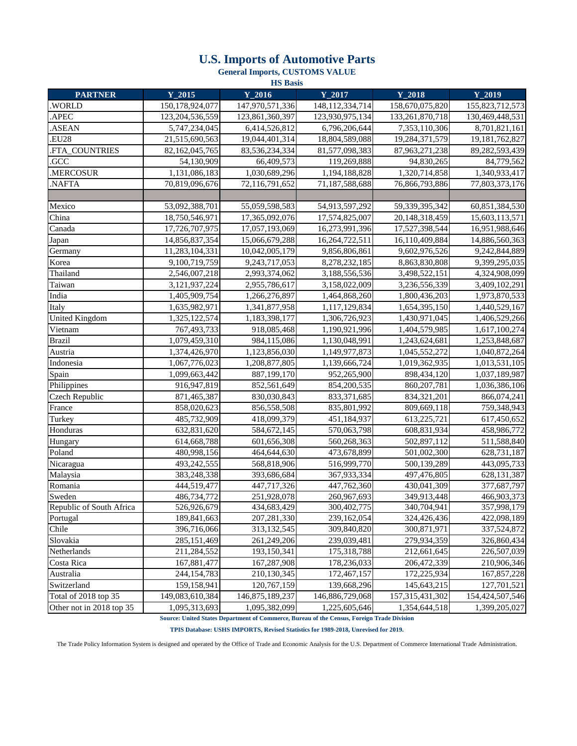# U.S. Imports of Automotive Parts

**General Imports, CUSTOMS VALUE**

**HS Basis**

| PARTNER | Y_2015 | Y_2016 | Y_2017 | Y_2018 | Y_2019 |
|---|---|---|---|---|---|
| .WORLD | 150,178,924,077 | 147,970,571,336 | 148,112,334,714 | 158,670,075,820 | 155,823,712,573 |
| .APEC | 123,204,536,559 | 123,861,360,397 | 123,930,975,134 | 133,261,870,718 | 130,469,448,531 |
| .ASEAN | 5,747,234,045 | 6,414,526,812 | 6,796,206,644 | 7,353,110,306 | 8,701,821,161 |
| .EU28 | 21,515,690,563 | 19,044,401,314 | 18,804,589,088 | 19,284,371,579 | 19,181,762,827 |
| .FTA_COUNTRIES | 82,162,045,765 | 83,536,234,334 | 81,577,098,383 | 87,963,271,238 | 89,282,593,439 |
| .GCC | 54,130,909 | 66,409,573 | 119,269,888 | 94,830,265 | 84,779,562 |
| .MERCOSUR | 1,131,086,183 | 1,030,689,296 | 1,194,188,828 | 1,320,714,858 | 1,340,933,417 |
| .NAFTA | 70,819,096,676 | 72,116,791,652 | 71,187,588,688 | 76,866,793,886 | 77,803,373,176 |
| | | | | | |
| Mexico | 53,092,388,701 | 55,059,598,583 | 54,913,597,292 | 59,339,395,342 | 60,851,384,530 |
| China | 18,750,546,971 | 17,365,092,076 | 17,574,825,007 | 20,148,318,459 | 15,603,113,571 |
| Canada | 17,726,707,975 | 17,057,193,069 | 16,273,991,396 | 17,527,398,544 | 16,951,988,646 |
| Japan | 14,856,837,354 | 15,066,679,288 | 16,264,722,511 | 16,110,409,884 | 14,886,560,363 |
| Germany | 11,283,104,331 | 10,042,005,179 | 9,856,806,861 | 9,602,976,526 | 9,242,844,889 |
| Korea | 9,100,719,759 | 9,243,717,053 | 8,278,232,185 | 8,863,830,808 | 9,399,295,035 |
| Thailand | 2,546,007,218 | 2,993,374,062 | 3,188,556,536 | 3,498,522,151 | 4,324,908,099 |
| Taiwan | 3,121,937,224 | 2,955,786,617 | 3,158,022,009 | 3,236,556,339 | 3,409,102,291 |
| India | 1,405,909,754 | 1,266,276,897 | 1,464,868,260 | 1,800,436,203 | 1,973,870,533 |
| Italy | 1,635,982,971 | 1,341,877,958 | 1,117,129,834 | 1,654,395,150 | 1,440,529,167 |
| United Kingdom | 1,325,122,574 | 1,183,398,177 | 1,306,726,923 | 1,430,971,045 | 1,406,529,266 |
| Vietnam | 767,493,733 | 918,085,468 | 1,190,921,996 | 1,404,579,985 | 1,617,100,274 |
| Brazil | 1,079,459,310 | 984,115,086 | 1,130,048,991 | 1,243,624,681 | 1,253,848,687 |
| Austria | 1,374,426,970 | 1,123,856,030 | 1,149,977,873 | 1,045,552,272 | 1,040,872,264 |
| Indonesia | 1,067,776,023 | 1,208,877,805 | 1,139,666,724 | 1,019,362,935 | 1,013,531,105 |
| Spain | 1,099,663,442 | 887,199,170 | 952,265,900 | 898,434,120 | 1,037,189,987 |
| Philippines | 916,947,819 | 852,561,649 | 854,200,535 | 860,207,781 | 1,036,386,106 |
| Czech Republic | 871,465,387 | 830,030,843 | 833,371,685 | 834,321,201 | 866,074,241 |
| France | 858,020,623 | 856,558,508 | 835,801,992 | 809,669,118 | 759,348,943 |
| Turkey | 485,732,909 | 418,099,379 | 451,184,937 | 613,225,721 | 617,450,652 |
| Honduras | 632,831,620 | 584,672,145 | 570,063,798 | 608,831,934 | 458,986,772 |
| Hungary | 614,668,788 | 601,656,308 | 560,268,363 | 502,897,112 | 511,588,840 |
| Poland | 480,998,156 | 464,644,630 | 473,678,899 | 501,002,300 | 628,731,187 |
| Nicaragua | 493,242,555 | 568,818,906 | 516,999,770 | 500,139,289 | 443,095,733 |
| Malaysia | 383,248,338 | 393,686,684 | 367,933,334 | 497,476,805 | 628,131,387 |
| Romania | 444,519,477 | 447,717,326 | 447,762,360 | 430,041,309 | 377,687,797 |
| Sweden | 486,734,772 | 251,928,078 | 260,967,693 | 349,913,448 | 466,903,373 |
| Republic of South Africa | 526,926,679 | 434,683,429 | 300,402,775 | 340,704,941 | 357,998,179 |
| Portugal | 189,841,663 | 207,281,330 | 239,162,054 | 324,426,436 | 422,098,189 |
| Chile | 396,716,066 | 313,132,545 | 309,840,820 | 300,871,971 | 337,524,872 |
| Slovakia | 285,151,469 | 261,249,206 | 239,039,481 | 279,934,359 | 326,860,434 |
| Netherlands | 211,284,552 | 193,150,341 | 175,318,788 | 212,661,645 | 226,507,039 |
| Costa Rica | 167,881,477 | 167,287,908 | 178,236,033 | 206,472,339 | 210,906,346 |
| Australia | 244,154,783 | 210,130,345 | 172,467,157 | 172,225,934 | 167,857,228 |
| Switzerland | 159,158,941 | 120,767,159 | 139,668,296 | 145,643,215 | 127,701,521 |
| Total of 2018 top 35 | 149,083,610,384 | 146,875,189,237 | 146,886,729,068 | 157,315,431,302 | 154,424,507,546 |
| Other not in 2018 top 35 | 1,095,313,693 | 1,095,382,099 | 1,225,605,646 | 1,354,644,518 | 1,399,205,027 |

**Source: United States Department of Commerce, Bureau of the Census, Foreign Trade Division**

**TPIS Database: USHS IMPORTS, Revised Statistics for 1989-2018, Unrevised for 2019.**

The Trade Policy Information System is designed and operated by the Office of Trade and Economic Analysis for the U.S. Department of Commerce International Trade Administration.